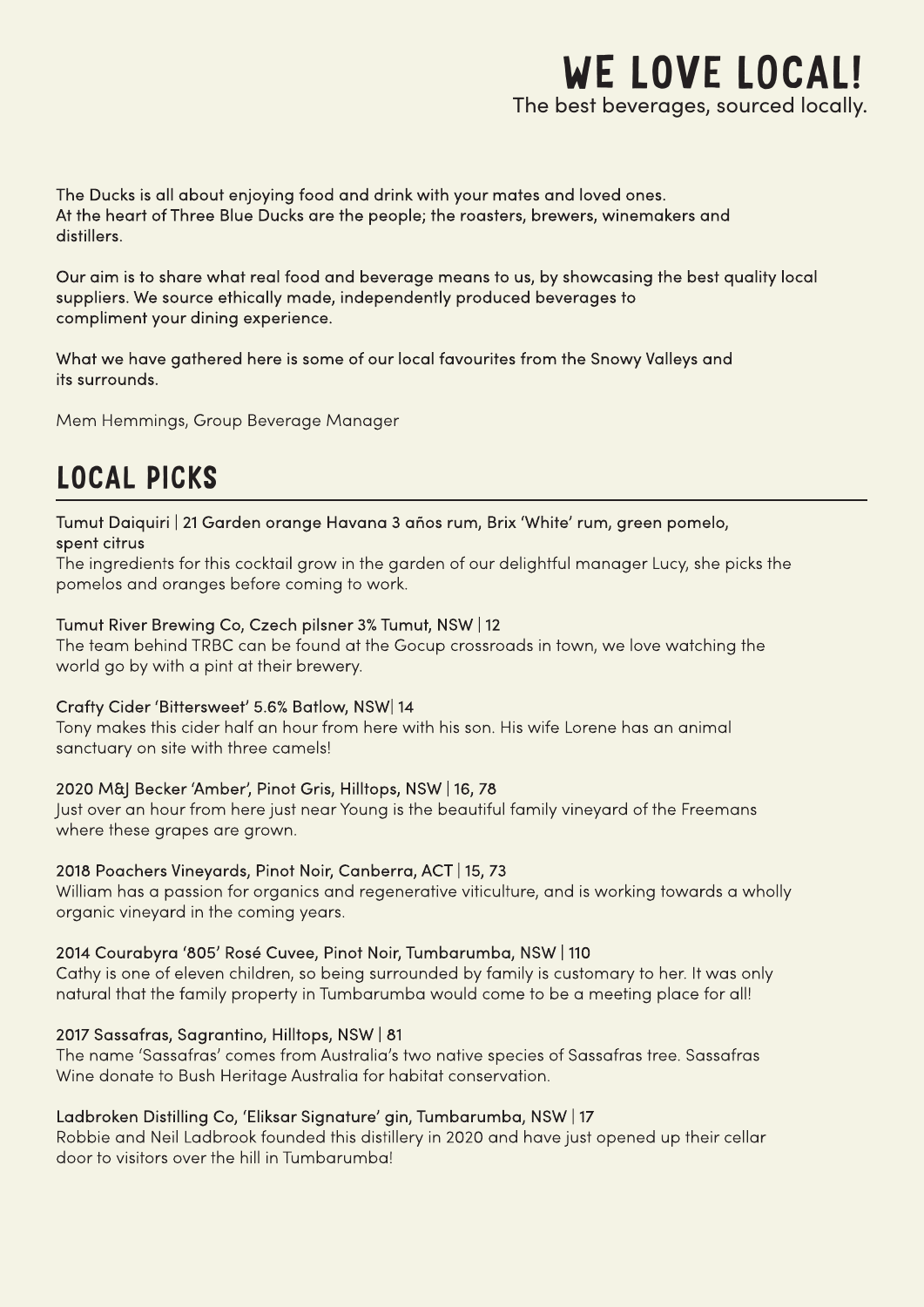# WE LOVE LOCAL!

The best beverages, sourced locally.

The Ducks is all about enjoying food and drink with your mates and loved ones.
At the heart of Three Blue Ducks are the people; the roasters, brewers, winemakers and distillers.

Our aim is to share what real food and beverage means to us, by showcasing the best quality local suppliers. We source ethically made, independently produced beverages to compliment your dining experience.

What we have gathered here is some of our local favourites from the Snowy Valleys and its surrounds.

Mem Hemmings, Group Beverage Manager

## LOCAL PICKS

Tumut Daiquiri | 21 Garden orange Havana 3 años rum, Brix 'White' rum, green pomelo, spent citrus
The ingredients for this cocktail grow in the garden of our delightful manager Lucy, she picks the pomelos and oranges before coming to work.

Tumut River Brewing Co, Czech pilsner 3% Tumut, NSW | 12
The team behind TRBC can be found at the Gocup crossroads in town, we love watching the world go by with a pint at their brewery.

Crafty Cider 'Bittersweet' 5.6% Batlow, NSW| 14
Tony makes this cider half an hour from here with his son. His wife Lorene has an animal sanctuary on site with three camels!

2020 M&J Becker 'Amber', Pinot Gris, Hilltops, NSW | 16, 78
Just over an hour from here just near Young is the beautiful family vineyard of the Freemans where these grapes are grown.

2018 Poachers Vineyards, Pinot Noir, Canberra, ACT | 15, 73
William has a passion for organics and regenerative viticulture, and is working towards a wholly organic vineyard in the coming years.

2014 Courabyra '805' Rosé Cuvee, Pinot Noir, Tumbarumba, NSW | 110
Cathy is one of eleven children, so being surrounded by family is customary to her. It was only natural that the family property in Tumbarumba would come to be a meeting place for all!

2017 Sassafras, Sagrantino, Hilltops, NSW | 81
The name 'Sassafras' comes from Australia's two native species of Sassafras tree. Sassafras Wine donate to Bush Heritage Australia for habitat conservation.

Ladbroken Distilling Co, 'Eliksar Signature' gin, Tumbarumba, NSW | 17
Robbie and Neil Ladbrook founded this distillery in 2020 and have just opened up their cellar door to visitors over the hill in Tumbarumba!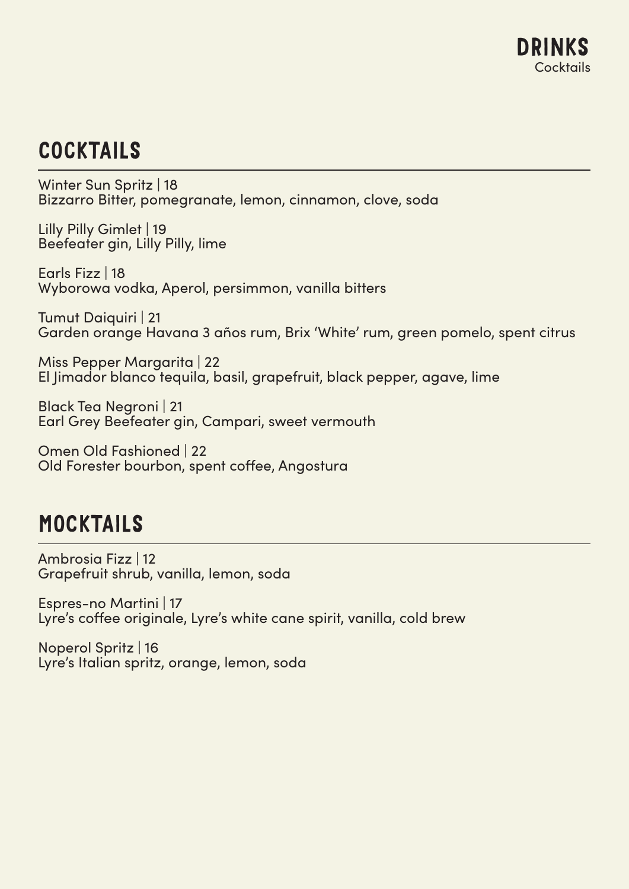## COCKTAILS

Winter Sun Spritz | 18
Bizzarro Bitter, pomegranate, lemon, cinnamon, clove, soda

Lilly Pilly Gimlet | 19
Beefeater gin, Lilly Pilly, lime

Earls Fizz | 18
Wyborowa vodka, Aperol, persimmon, vanilla bitters

Tumut Daiquiri | 21
Garden orange Havana 3 años rum, Brix 'White' rum, green pomelo, spent citrus

Miss Pepper Margarita | 22
El Jimador blanco tequila, basil, grapefruit, black pepper, agave, lime

Black Tea Negroni | 21
Earl Grey Beefeater gin, Campari, sweet vermouth

Omen Old Fashioned | 22
Old Forester bourbon, spent coffee, Angostura

## MOCKTAILS

Ambrosia Fizz | 12
Grapefruit shrub, vanilla, lemon, soda

Espres-no Martini | 17
Lyre's coffee originale, Lyre's white cane spirit, vanilla, cold brew

Noperol Spritz | 16
Lyre's Italian spritz, orange, lemon, soda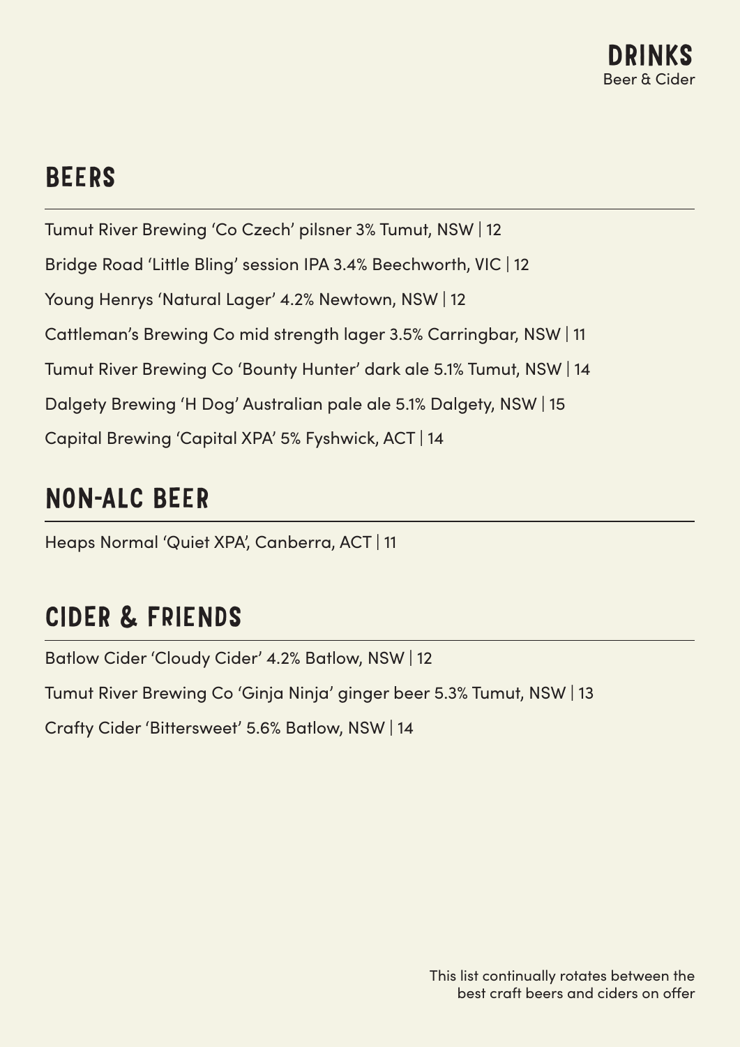# DRINKS

Beer & Cider

## BEERS

Tumut River Brewing 'Co Czech' pilsner 3% Tumut, NSW | 12

Bridge Road 'Little Bling' session IPA 3.4% Beechworth, VIC | 12

Young Henrys 'Natural Lager' 4.2% Newtown, NSW | 12

Cattleman's Brewing Co mid strength lager 3.5% Carringbar, NSW | 11

Tumut River Brewing Co 'Bounty Hunter' dark ale 5.1% Tumut, NSW | 14

Dalgety Brewing 'H Dog' Australian pale ale 5.1% Dalgety, NSW | 15

Capital Brewing 'Capital XPA' 5% Fyshwick, ACT | 14

## NON-ALC BEER

Heaps Normal 'Quiet XPA', Canberra, ACT | 11

## CIDER & FRIENDS

Batlow Cider 'Cloudy Cider' 4.2% Batlow, NSW | 12

Tumut River Brewing Co 'Ginja Ninja' ginger beer 5.3% Tumut, NSW | 13

Crafty Cider 'Bittersweet' 5.6% Batlow, NSW | 14

This list continually rotates between the best craft beers and ciders on offer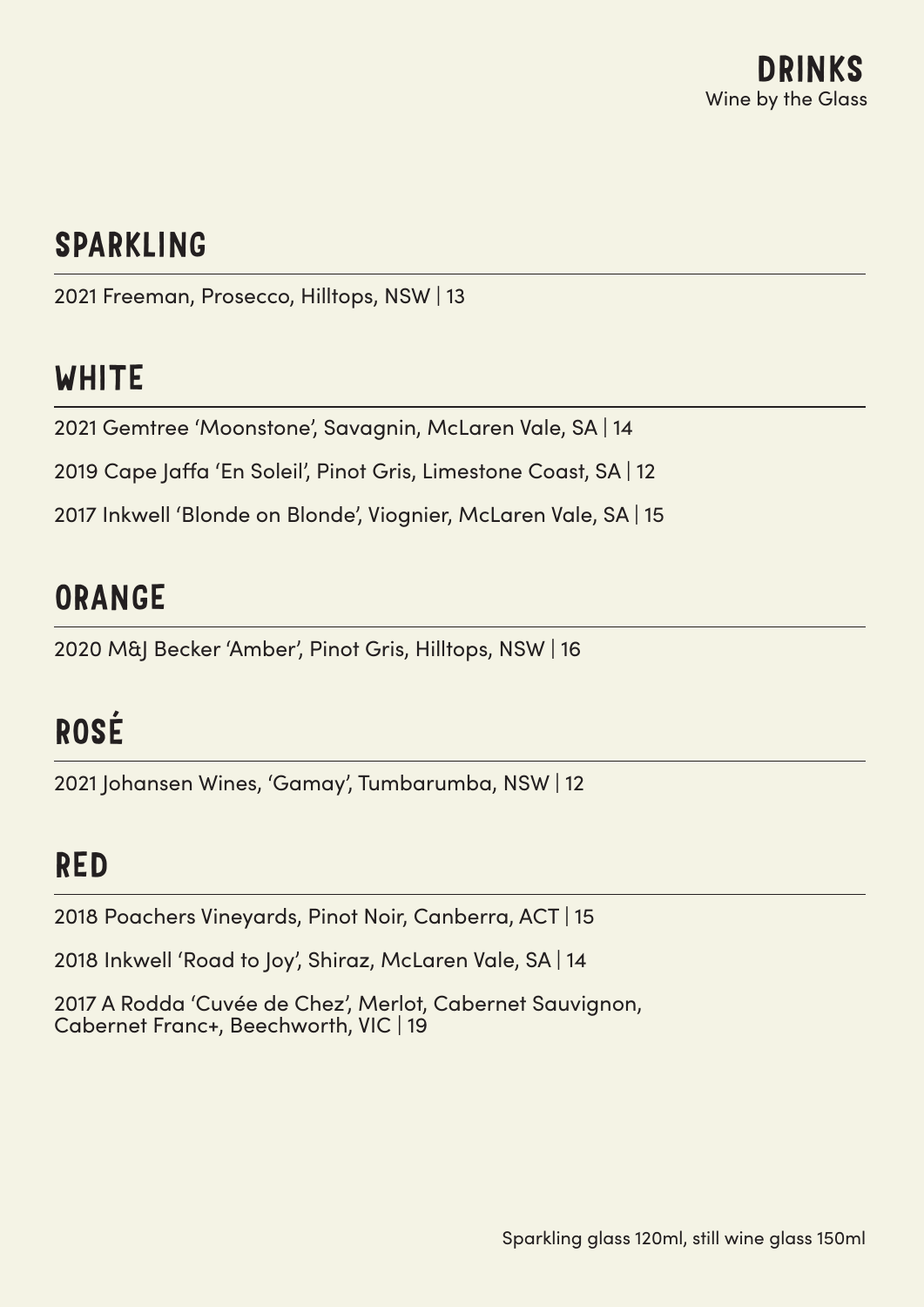# DRINKS
Wine by the Glass

## SPARKLING

2021 Freeman, Prosecco, Hilltops, NSW | 13

## WHITE

2021 Gemtree 'Moonstone', Savagnin, McLaren Vale, SA | 14

2019 Cape Jaffa 'En Soleil', Pinot Gris, Limestone Coast, SA | 12

2017 Inkwell 'Blonde on Blonde', Viognier, McLaren Vale, SA | 15

## ORANGE

2020 M&J Becker 'Amber', Pinot Gris, Hilltops, NSW | 16

## ROSÉ

2021 Johansen Wines, 'Gamay', Tumbarumba, NSW | 12

## RED

2018 Poachers Vineyards, Pinot Noir, Canberra, ACT | 15

2018 Inkwell 'Road to Joy', Shiraz, McLaren Vale, SA | 14

2017 A Rodda 'Cuvée de Chez', Merlot, Cabernet Sauvignon, Cabernet Franc+, Beechworth, VIC | 19

Sparkling glass 120ml, still wine glass 150ml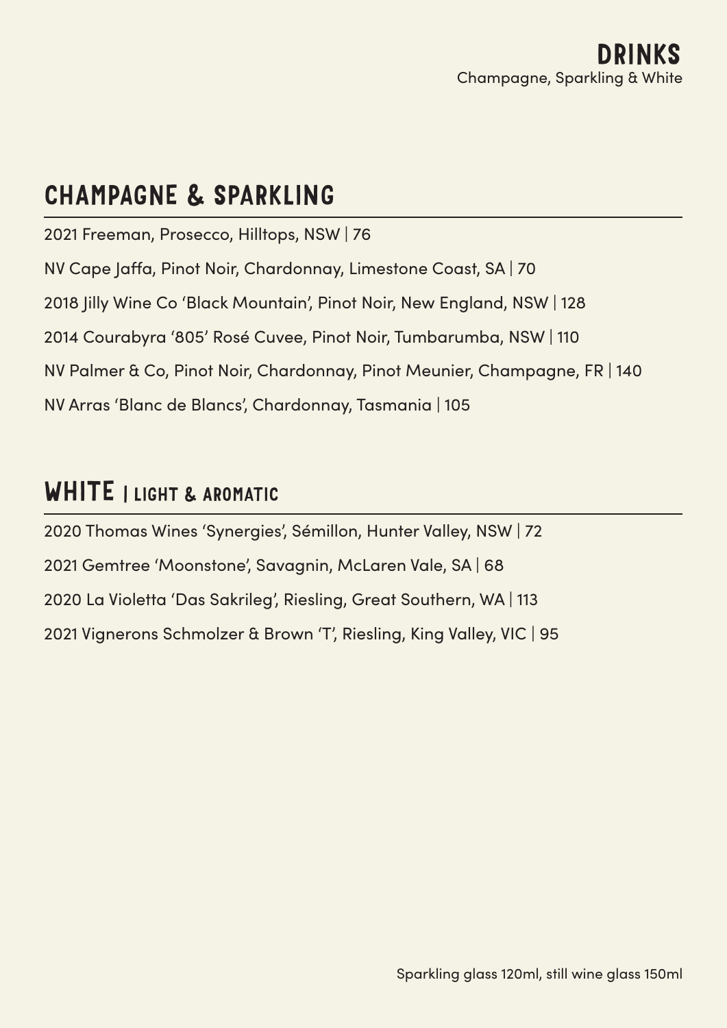# DRINKS
Champagne, Sparkling & White

## CHAMPAGNE & SPARKLING

2021 Freeman, Prosecco, Hilltops, NSW | 76

NV Cape Jaffa, Pinot Noir, Chardonnay, Limestone Coast, SA | 70

2018 Jilly Wine Co 'Black Mountain', Pinot Noir, New England, NSW | 128

2014 Courabyra '805' Rosé Cuvee, Pinot Noir, Tumbarumba, NSW | 110

NV Palmer & Co, Pinot Noir, Chardonnay, Pinot Meunier, Champagne, FR | 140

NV Arras 'Blanc de Blancs', Chardonnay, Tasmania | 105

## WHITE | LIGHT & AROMATIC

2020 Thomas Wines 'Synergies', Sémillon, Hunter Valley, NSW | 72

2021 Gemtree 'Moonstone', Savagnin, McLaren Vale, SA | 68

2020 La Violetta 'Das Sakrileg', Riesling, Great Southern, WA | 113

2021 Vignerons Schmolzer & Brown 'T', Riesling, King Valley, VIC | 95

Sparkling glass 120ml, still wine glass 150ml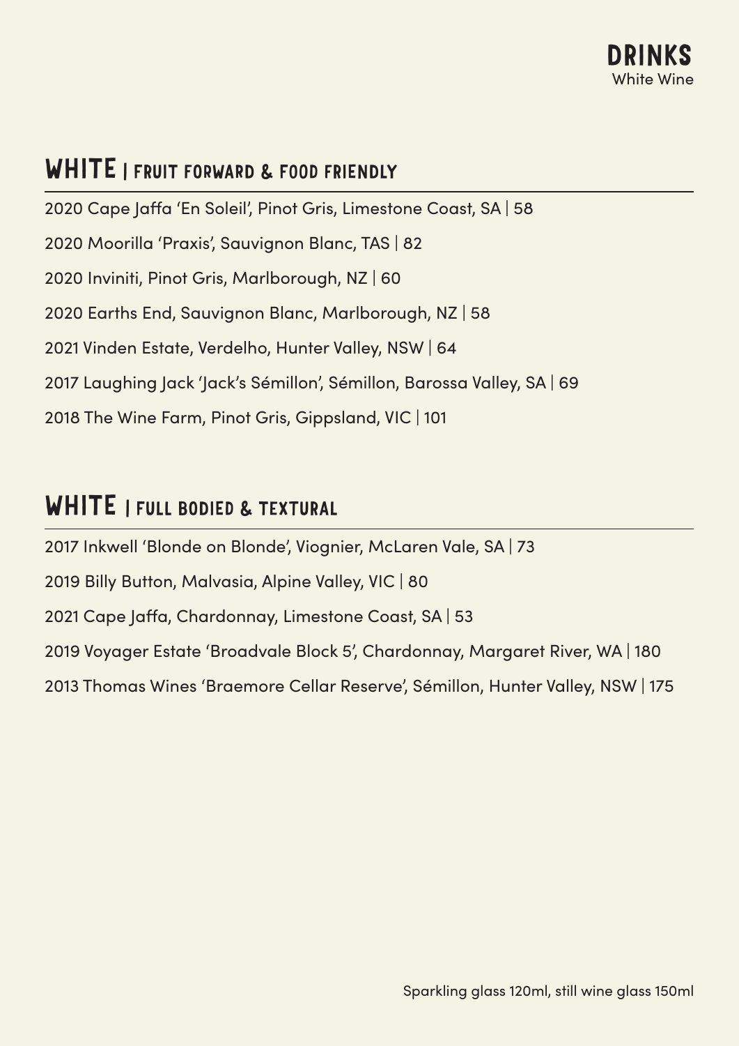# DRINKS

White Wine

## WHITE | FRUIT FORWARD & FOOD FRIENDLY

2020 Cape Jaffa 'En Soleil', Pinot Gris, Limestone Coast, SA | 58

2020 Moorilla 'Praxis', Sauvignon Blanc, TAS | 82

2020 Inviniti, Pinot Gris, Marlborough, NZ | 60

2020 Earths End, Sauvignon Blanc, Marlborough, NZ | 58

2021 Vinden Estate, Verdelho, Hunter Valley, NSW | 64

2017 Laughing Jack 'Jack's Sémillon', Sémillon, Barossa Valley, SA | 69

2018 The Wine Farm, Pinot Gris, Gippsland, VIC | 101

## WHITE | FULL BODIED & TEXTURAL

2017 Inkwell 'Blonde on Blonde', Viognier, McLaren Vale, SA | 73

2019 Billy Button, Malvasia, Alpine Valley, VIC | 80

2021 Cape Jaffa, Chardonnay, Limestone Coast, SA | 53

2019 Voyager Estate 'Broadvale Block 5', Chardonnay, Margaret River, WA | 180

2013 Thomas Wines 'Braemore Cellar Reserve', Sémillon, Hunter Valley, NSW | 175

Sparkling glass 120ml, still wine glass 150ml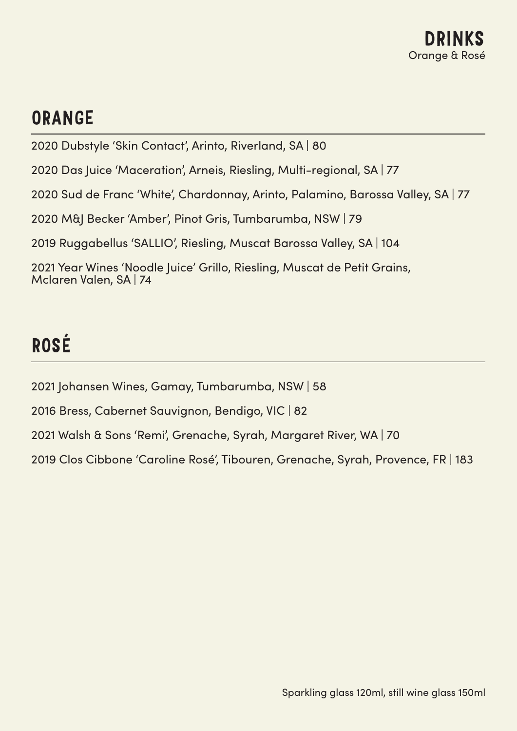# DRINKS
Orange & Rosé

## ORANGE

2020 Dubstyle ‘Skin Contact’, Arinto, Riverland, SA | 80

2020 Das Juice ‘Maceration’, Arneis, Riesling, Multi-regional, SA | 77

2020 Sud de Franc ‘White’, Chardonnay, Arinto, Palamino, Barossa Valley, SA | 77

2020 M&J Becker ‘Amber’, Pinot Gris, Tumbarumba, NSW | 79

2019 Ruggabellus ‘SALLIO’, Riesling, Muscat Barossa Valley, SA | 104

2021 Year Wines ‘Noodle Juice’ Grillo, Riesling, Muscat de Petit Grains, Mclaren Valen, SA | 74

## ROSÉ

2021 Johansen Wines, Gamay, Tumbarumba, NSW | 58

2016 Bress, Cabernet Sauvignon, Bendigo, VIC | 82

2021 Walsh & Sons ‘Remi’, Grenache, Syrah, Margaret River, WA | 70

2019 Clos Cibbone ‘Caroline Rosé’, Tibouren, Grenache, Syrah, Provence, FR | 183

Sparkling glass 120ml, still wine glass 150ml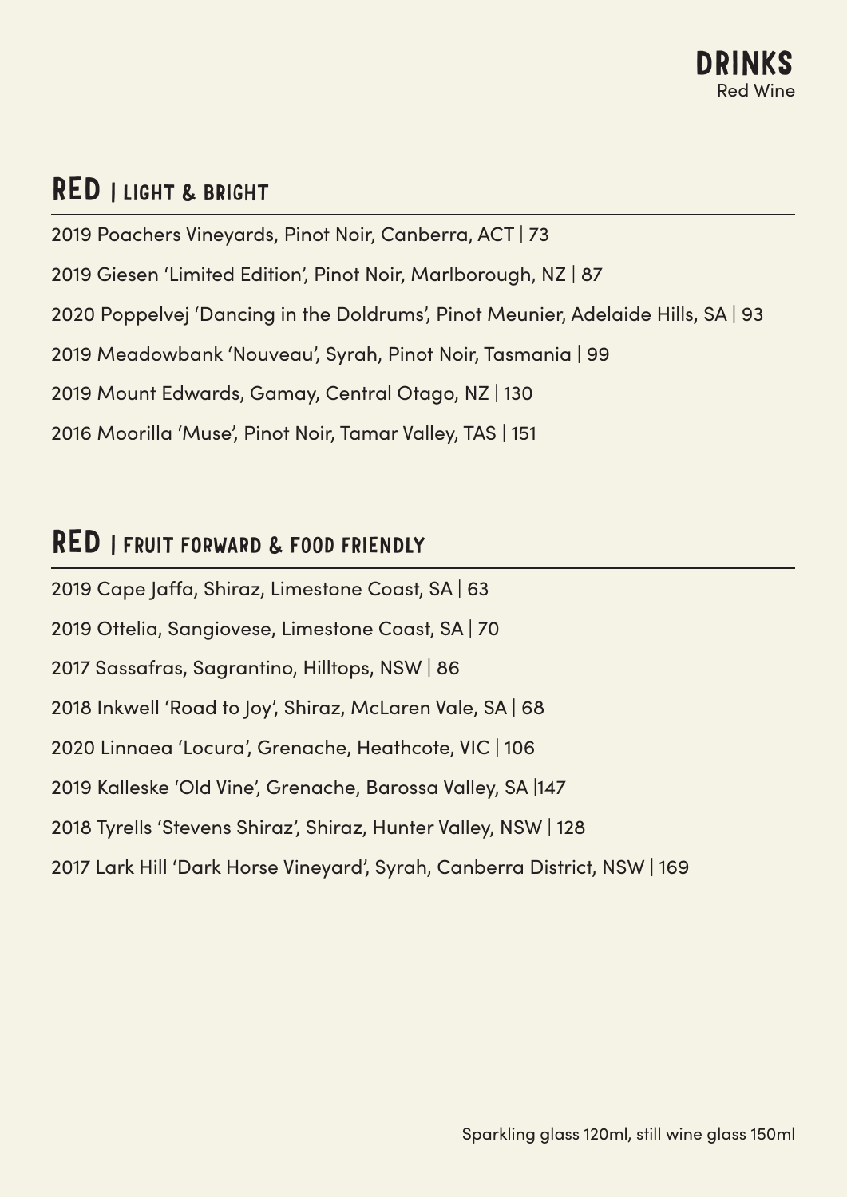# DRINKS
Red Wine

## RED | LIGHT & BRIGHT

2019 Poachers Vineyards, Pinot Noir, Canberra, ACT | 73

2019 Giesen 'Limited Edition', Pinot Noir, Marlborough, NZ | 87

2020 Poppelvej 'Dancing in the Doldrums', Pinot Meunier, Adelaide Hills, SA | 93

2019 Meadowbank 'Nouveau', Syrah, Pinot Noir, Tasmania | 99

2019 Mount Edwards, Gamay, Central Otago, NZ | 130

2016 Moorilla 'Muse', Pinot Noir, Tamar Valley, TAS | 151

## RED | FRUIT FORWARD & FOOD FRIENDLY

2019 Cape Jaffa, Shiraz, Limestone Coast, SA | 63

2019 Ottelia, Sangiovese, Limestone Coast, SA | 70

2017 Sassafras, Sagrantino, Hilltops, NSW | 86

2018 Inkwell 'Road to Joy', Shiraz, McLaren Vale, SA | 68

2020 Linnaea 'Locura', Grenache, Heathcote, VIC | 106

2019 Kalleske 'Old Vine', Grenache, Barossa Valley, SA |147

2018 Tyrells 'Stevens Shiraz', Shiraz, Hunter Valley, NSW | 128

2017 Lark Hill 'Dark Horse Vineyard', Syrah, Canberra District, NSW | 169

Sparkling glass 120ml, still wine glass 150ml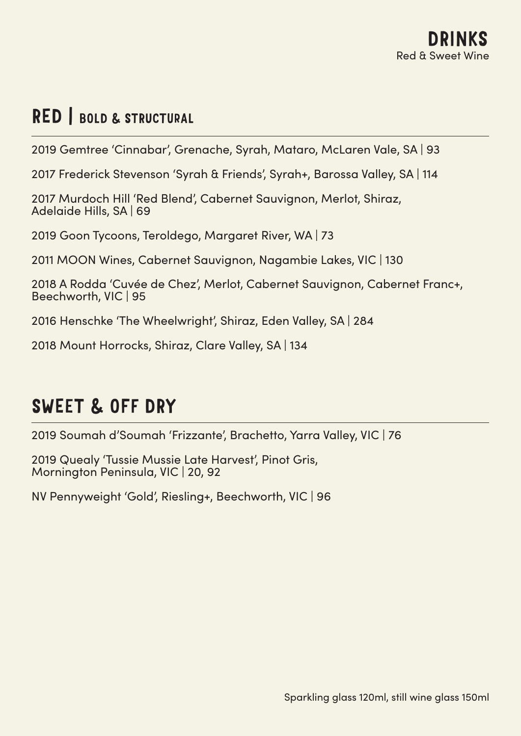# DRINKS

Red & Sweet Wine

## RED | BOLD & STRUCTURAL

2019 Gemtree 'Cinnabar', Grenache, Syrah, Mataro, McLaren Vale, SA | 93

2017 Frederick Stevenson 'Syrah & Friends', Syrah+, Barossa Valley, SA | 114

2017 Murdoch Hill 'Red Blend', Cabernet Sauvignon, Merlot, Shiraz, Adelaide Hills, SA | 69

2019 Goon Tycoons, Teroldego, Margaret River, WA | 73

2011 MOON Wines, Cabernet Sauvignon, Nagambie Lakes, VIC | 130

2018 A Rodda 'Cuvée de Chez', Merlot, Cabernet Sauvignon, Cabernet Franc+, Beechworth, VIC | 95

2016 Henschke 'The Wheelwright', Shiraz, Eden Valley, SA | 284

2018 Mount Horrocks, Shiraz, Clare Valley, SA | 134

## SWEET & OFF DRY

2019 Soumah d'Soumah 'Frizzante', Brachetto, Yarra Valley, VIC | 76

2019 Quealy 'Tussie Mussie Late Harvest', Pinot Gris, Mornington Peninsula, VIC | 20, 92

NV Pennyweight 'Gold', Riesling+, Beechworth, VIC | 96

Sparkling glass 120ml, still wine glass 150ml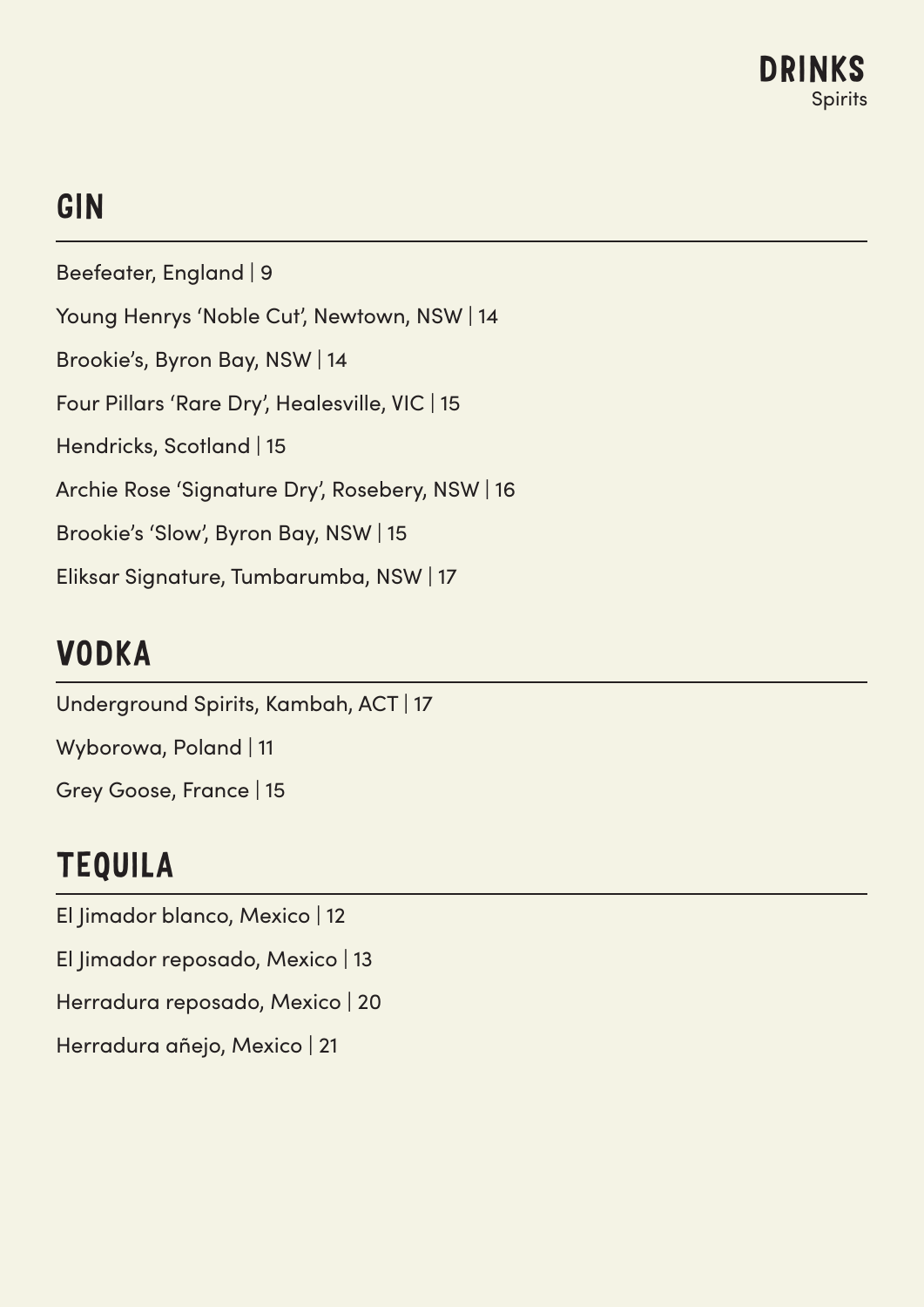# DRINKS

Spirits

## GIN

Beefeater, England | 9

Young Henrys 'Noble Cut', Newtown, NSW | 14

Brookie's, Byron Bay, NSW | 14

Four Pillars 'Rare Dry', Healesville, VIC | 15

Hendricks, Scotland | 15

Archie Rose 'Signature Dry', Rosebery, NSW | 16

Brookie's 'Slow', Byron Bay, NSW | 15

Eliksar Signature, Tumbarumba, NSW | 17

## VODKA

Underground Spirits, Kambah, ACT | 17

Wyborowa, Poland | 11

Grey Goose, France | 15

## TEQUILA

El Jimador blanco, Mexico | 12

El Jimador reposado, Mexico | 13

Herradura reposado, Mexico | 20

Herradura añejo, Mexico | 21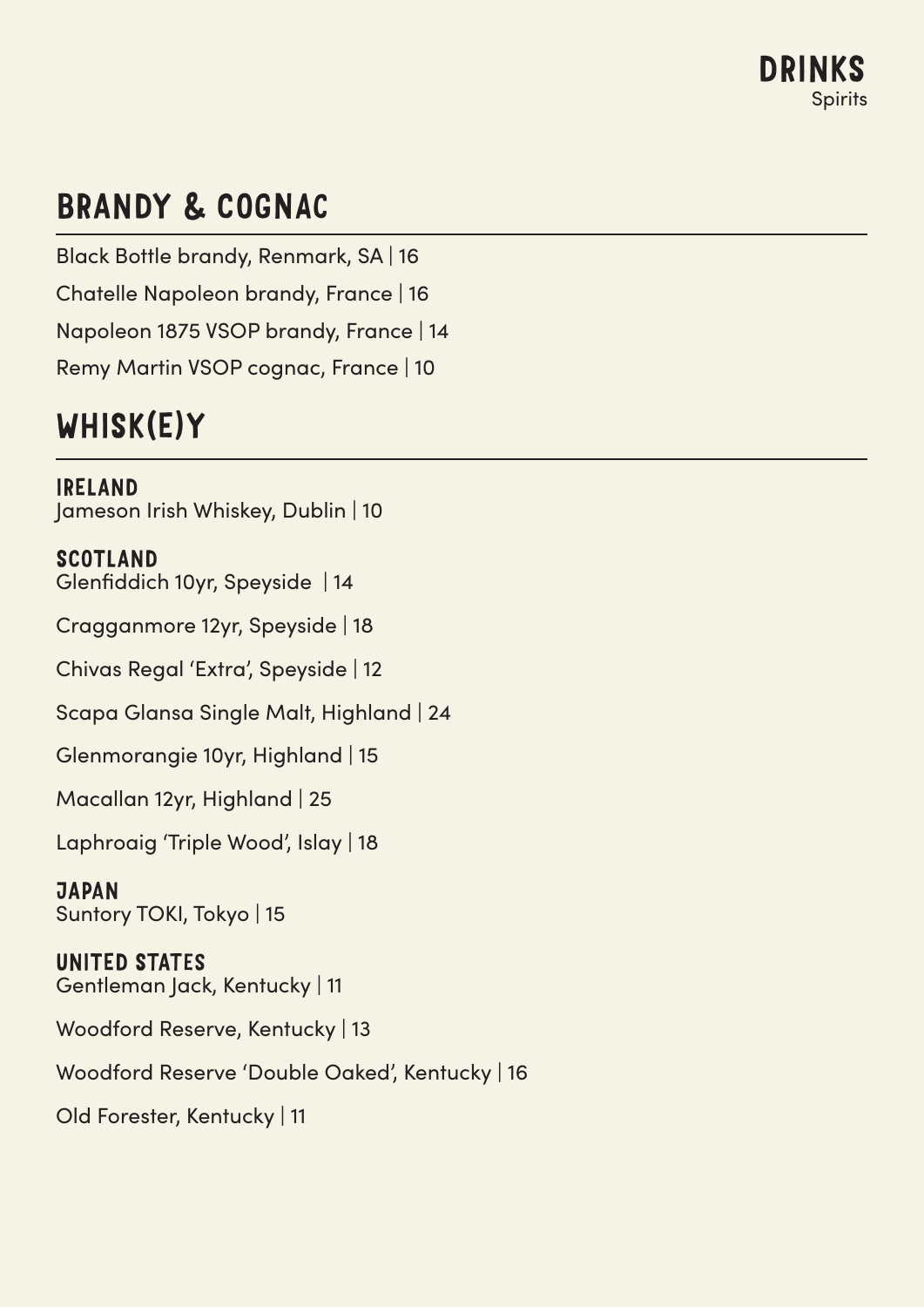# DRINKS
Spirits

## BRANDY & COGNAC

Black Bottle brandy, Renmark, SA | 16

Chatelle Napoleon brandy, France | 16

Napoleon 1875 VSOP brandy, France | 14

Remy Martin VSOP cognac, France | 10

## WHISK(E)Y

### IRELAND

Jameson Irish Whiskey, Dublin | 10

### SCOTLAND

Glenfiddich 10yr, Speyside | 14

Cragganmore 12yr, Speyside | 18

Chivas Regal 'Extra', Speyside | 12

Scapa Glansa Single Malt, Highland | 24

Glenmorangie 10yr, Highland | 15

Macallan 12yr, Highland | 25

Laphroaig 'Triple Wood', Islay | 18

### JAPAN

Suntory TOKI, Tokyo | 15

### UNITED STATES

Gentleman Jack, Kentucky | 11

Woodford Reserve, Kentucky | 13

Woodford Reserve 'Double Oaked', Kentucky | 16

Old Forester, Kentucky | 11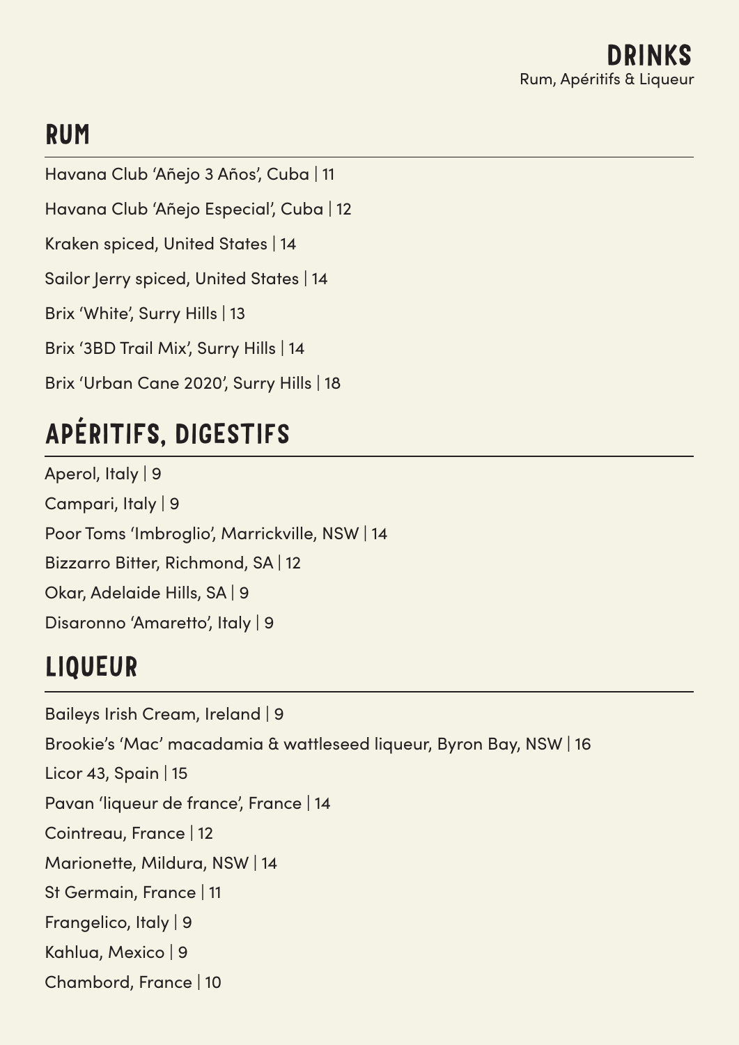# DRINKS

Rum, Apéritifs & Liqueur

## RUM

Havana Club 'Añejo 3 Años', Cuba | 11

Havana Club 'Añejo Especial', Cuba | 12

Kraken spiced, United States | 14

Sailor Jerry spiced, United States | 14

Brix 'White', Surry Hills | 13

Brix '3BD Trail Mix', Surry Hills | 14

Brix 'Urban Cane 2020', Surry Hills | 18

## APÉRITIFS, DIGESTIFS

Aperol, Italy | 9

Campari, Italy | 9

Poor Toms 'Imbroglio', Marrickville, NSW | 14

Bizzarro Bitter, Richmond, SA | 12

Okar, Adelaide Hills, SA | 9

Disaronno 'Amaretto', Italy | 9

## LIQUEUR

Baileys Irish Cream, Ireland | 9

Brookie's 'Mac' macadamia & wattleseed liqueur, Byron Bay, NSW | 16

Licor 43, Spain | 15

Pavan 'liqueur de france', France | 14

Cointreau, France | 12

Marionette, Mildura, NSW | 14

St Germain, France | 11

Frangelico, Italy | 9

Kahlua, Mexico | 9

Chambord, France | 10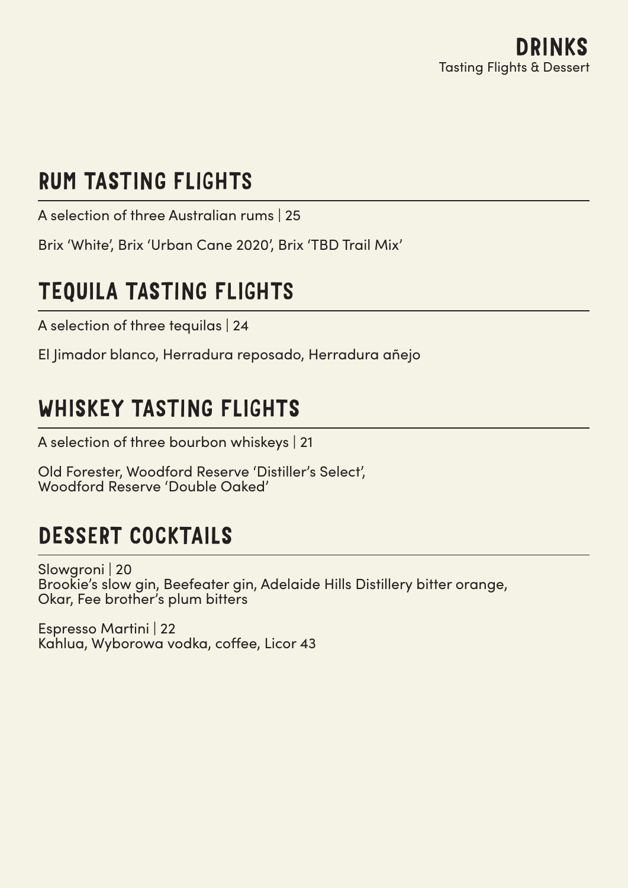# DRINKS
Tasting Flights & Dessert

## RUM TASTING FLIGHTS

A selection of three Australian rums | 25

Brix 'White', Brix 'Urban Cane 2020', Brix 'TBD Trail Mix'

## TEQUILA TASTING FLIGHTS

A selection of three tequilas | 24

El Jimador blanco, Herradura reposado, Herradura añejo

## WHISKEY TASTING FLIGHTS

A selection of three bourbon whiskeys | 21

Old Forester, Woodford Reserve 'Distiller's Select',
Woodford Reserve 'Double Oaked'

## DESSERT COCKTAILS

Slowgroni | 20
Brookie's slow gin, Beefeater gin, Adelaide Hills Distillery bitter orange,
Okar, Fee brother's plum bitters

Espresso Martini | 22
Kahlua, Wyborowa vodka, coffee, Licor 43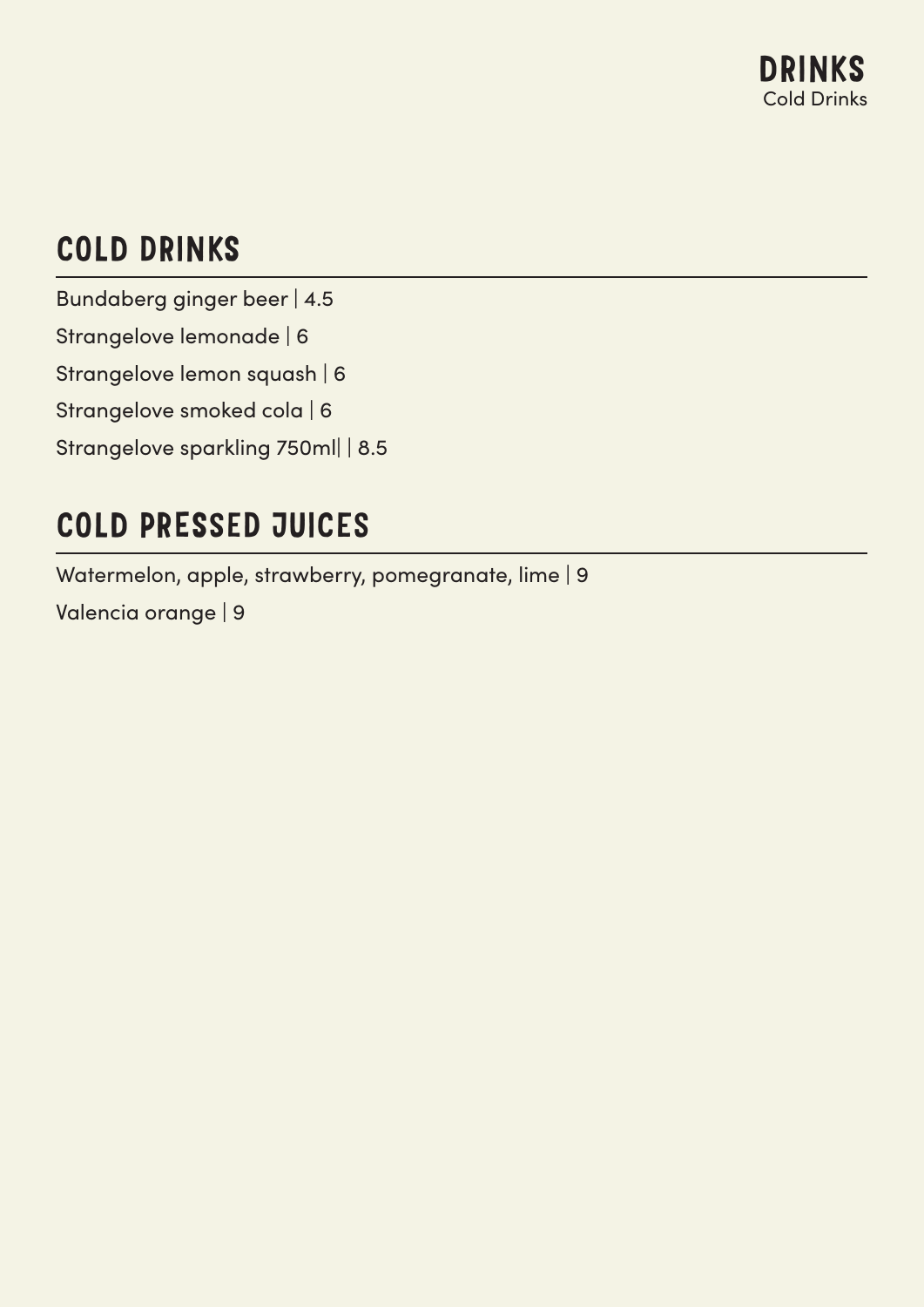## COLD DRINKS

Bundaberg ginger beer | 4.5

Strangelove lemonade | 6

Strangelove lemon squash | 6

Strangelove smoked cola | 6

Strangelove sparkling 750ml| | 8.5

## COLD PRESSED JUICES

Watermelon, apple, strawberry, pomegranate, lime | 9

Valencia orange | 9